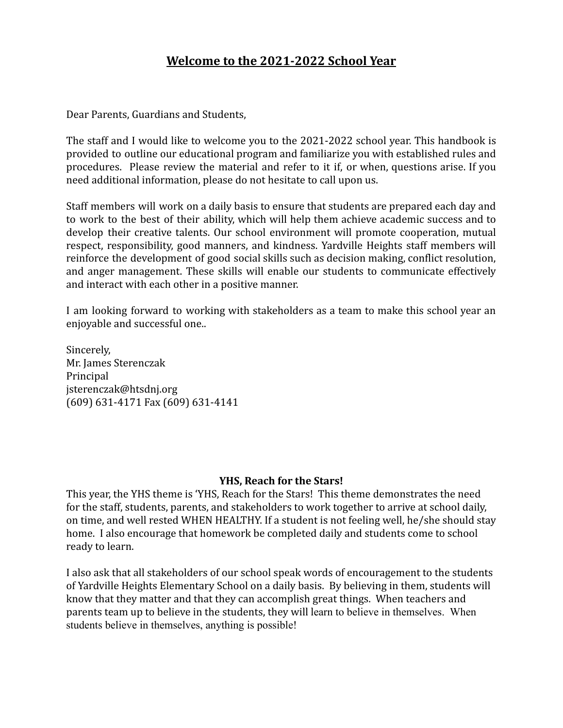# Welcome to the 2021-2022 School Year

Dear Parents, Guardians and Students,

The staff and I would like to welcome you to the 2021-2022 school year. This handbook is provided to outline our educational program and familiarize you with established rules and procedures. Please review the material and refer to it if, or when, questions arise. If you need additional information, please do not hesitate to call upon us.

Staff members will work on a daily basis to ensure that students are prepared each day and to work to the best of their ability, which will help them achieve academic success and to develop their creative talents. Our school environment will promote cooperation, mutual respect, responsibility, good manners, and kindness. Yardville Heights staff members will reinforce the development of good social skills such as decision making, conflict resolution, and anger management. These skills will enable our students to communicate effectively and interact with each other in a positive manner.

I am looking forward to working with stakeholders as a team to make this school year an enjoyable and successful one..

Sincerely,
Mr. James Sterenczak
Principal
jsterenczak@htsdnj.org
(609) 631-4171 Fax (609) 631-4141

**YHS, Reach for the Stars!**

This year, the YHS theme is 'YHS, Reach for the Stars! This theme demonstrates the need for the staff, students, parents, and stakeholders to work together to arrive at school daily, on time, and well rested WHEN HEALTHY. If a student is not feeling well, he/she should stay home. I also encourage that homework be completed daily and students come to school ready to learn.

I also ask that all stakeholders of our school speak words of encouragement to the students of Yardville Heights Elementary School on a daily basis. By believing in them, students will know that they matter and that they can accomplish great things. When teachers and parents team up to believe in the students, they will learn to believe in themselves. When students believe in themselves, anything is possible!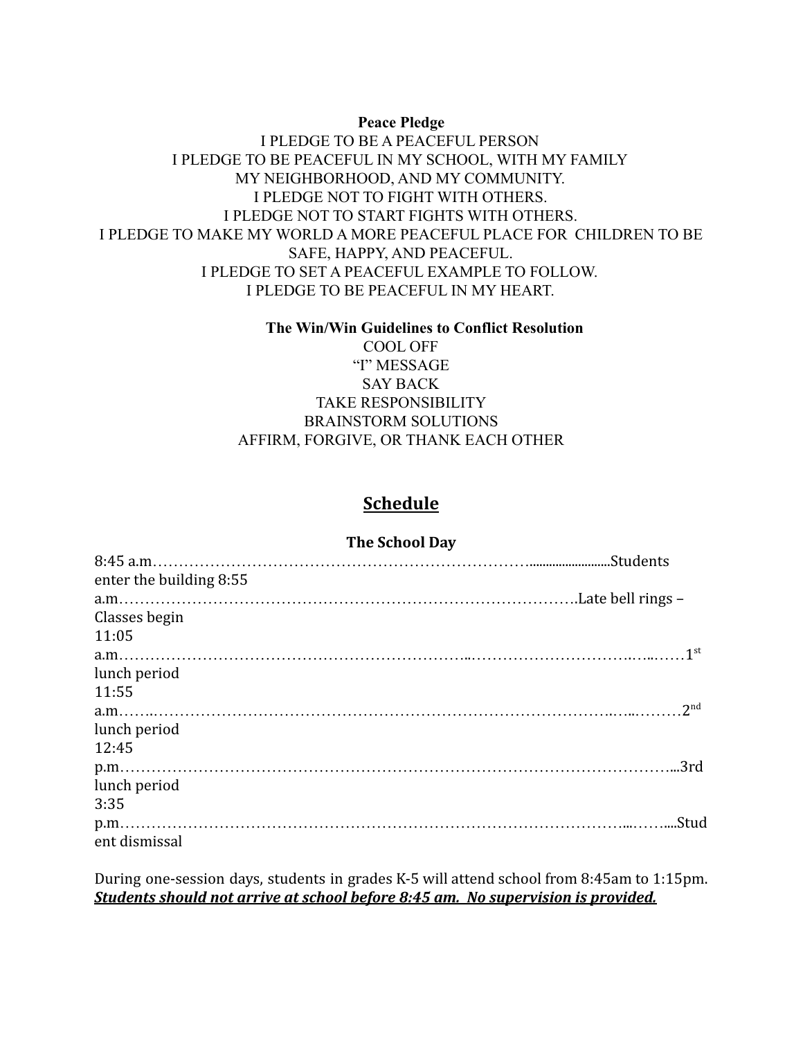**Peace Pledge**

I PLEDGE TO BE A PEACEFUL PERSON
I PLEDGE TO BE PEACEFUL IN MY SCHOOL, WITH MY FAMILY
MY NEIGHBORHOOD, AND MY COMMUNITY.
I PLEDGE NOT TO FIGHT WITH OTHERS.
I PLEDGE NOT TO START FIGHTS WITH OTHERS.
I PLEDGE TO MAKE MY WORLD A MORE PEACEFUL PLACE FOR CHILDREN TO BE SAFE, HAPPY, AND PEACEFUL.
I PLEDGE TO SET A PEACEFUL EXAMPLE TO FOLLOW.
I PLEDGE TO BE PEACEFUL IN MY HEART.

**The Win/Win Guidelines to Conflict Resolution**

COOL OFF
"I" MESSAGE
SAY BACK
TAKE RESPONSIBILITY
BRAINSTORM SOLUTIONS
AFFIRM, FORGIVE, OR THANK EACH OTHER

## Schedule

### The School Day

8:45 a.m.……………………………………………………………………Students enter the building
8:55 a.m.……………………………………………………………………Late bell rings – Classes begin
11:05 a.m.……………………………………………………………………1st lunch period
11:55 a.m.……………………………………………………………………2nd lunch period
12:45 p.m.……………………………………………………………………3rd lunch period
3:35 p.m.……………………………………………………………………Student dismissal

During one-session days, students in grades K-5 will attend school from 8:45am to 1:15pm. ***Students should not arrive at school before 8:45 am. No supervision is provided.***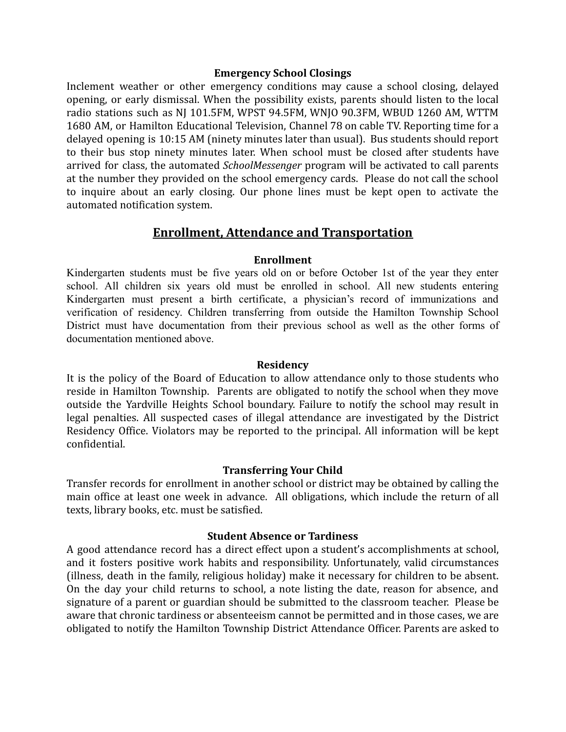### Emergency School Closings

Inclement weather or other emergency conditions may cause a school closing, delayed opening, or early dismissal. When the possibility exists, parents should listen to the local radio stations such as NJ 101.5FM, WPST 94.5FM, WNJO 90.3FM, WBUD 1260 AM, WTTM 1680 AM, or Hamilton Educational Television, Channel 78 on cable TV. Reporting time for a delayed opening is 10:15 AM (ninety minutes later than usual). Bus students should report to their bus stop ninety minutes later. When school must be closed after students have arrived for class, the automated *SchoolMessenger* program will be activated to call parents at the number they provided on the school emergency cards. Please do not call the school to inquire about an early closing. Our phone lines must be kept open to activate the automated notification system.

## Enrollment, Attendance and Transportation

### Enrollment

Kindergarten students must be five years old on or before October 1st of the year they enter school. All children six years old must be enrolled in school. All new students entering Kindergarten must present a birth certificate, a physician's record of immunizations and verification of residency. Children transferring from outside the Hamilton Township School District must have documentation from their previous school as well as the other forms of documentation mentioned above.

### Residency

It is the policy of the Board of Education to allow attendance only to those students who reside in Hamilton Township. Parents are obligated to notify the school when they move outside the Yardville Heights School boundary. Failure to notify the school may result in legal penalties. All suspected cases of illegal attendance are investigated by the District Residency Office. Violators may be reported to the principal. All information will be kept confidential.

### Transferring Your Child

Transfer records for enrollment in another school or district may be obtained by calling the main office at least one week in advance. All obligations, which include the return of all texts, library books, etc. must be satisfied.

### Student Absence or Tardiness

A good attendance record has a direct effect upon a student's accomplishments at school, and it fosters positive work habits and responsibility. Unfortunately, valid circumstances (illness, death in the family, religious holiday) make it necessary for children to be absent. On the day your child returns to school, a note listing the date, reason for absence, and signature of a parent or guardian should be submitted to the classroom teacher. Please be aware that chronic tardiness or absenteeism cannot be permitted and in those cases, we are obligated to notify the Hamilton Township District Attendance Officer. Parents are asked to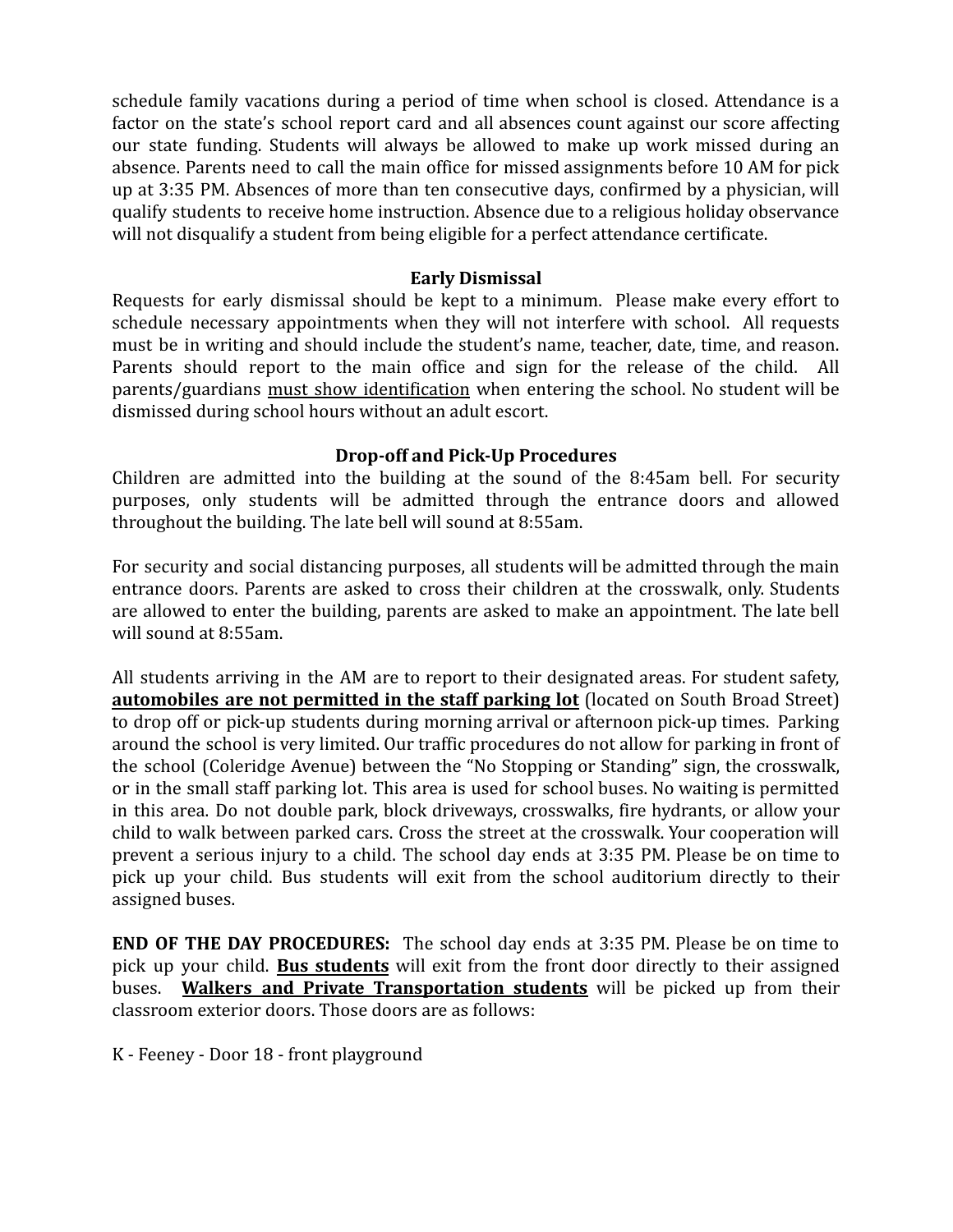schedule family vacations during a period of time when school is closed. Attendance is a factor on the state's school report card and all absences count against our score affecting our state funding. Students will always be allowed to make up work missed during an absence. Parents need to call the main office for missed assignments before 10 AM for pick up at 3:35 PM. Absences of more than ten consecutive days, confirmed by a physician, will qualify students to receive home instruction. Absence due to a religious holiday observance will not disqualify a student from being eligible for a perfect attendance certificate.

## Early Dismissal

Requests for early dismissal should be kept to a minimum. Please make every effort to schedule necessary appointments when they will not interfere with school. All requests must be in writing and should include the student's name, teacher, date, time, and reason. Parents should report to the main office and sign for the release of the child. All parents/guardians <u>must show identification</u> when entering the school. No student will be dismissed during school hours without an adult escort.

## Drop-off and Pick-Up Procedures

Children are admitted into the building at the sound of the 8:45am bell. For security purposes, only students will be admitted through the entrance doors and allowed throughout the building. The late bell will sound at 8:55am.

For security and social distancing purposes, all students will be admitted through the main entrance doors. Parents are asked to cross their children at the crosswalk, only. Students are allowed to enter the building, parents are asked to make an appointment. The late bell will sound at 8:55am.

All students arriving in the AM are to report to their designated areas. For student safety, **<u>automobiles are not permitted in the staff parking lot</u>** (located on South Broad Street) to drop off or pick-up students during morning arrival or afternoon pick-up times. Parking around the school is very limited. Our traffic procedures do not allow for parking in front of the school (Coleridge Avenue) between the "No Stopping or Standing" sign, the crosswalk, or in the small staff parking lot. This area is used for school buses. No waiting is permitted in this area. Do not double park, block driveways, crosswalks, fire hydrants, or allow your child to walk between parked cars. Cross the street at the crosswalk. Your cooperation will prevent a serious injury to a child. The school day ends at 3:35 PM. Please be on time to pick up your child. Bus students will exit from the school auditorium directly to their assigned buses.

**END OF THE DAY PROCEDURES:** The school day ends at 3:35 PM. Please be on time to pick up your child. **<u>Bus students</u>** will exit from the front door directly to their assigned buses. **<u>Walkers and Private Transportation students</u>** will be picked up from their classroom exterior doors. Those doors are as follows:

K - Feeney - Door 18 - front playground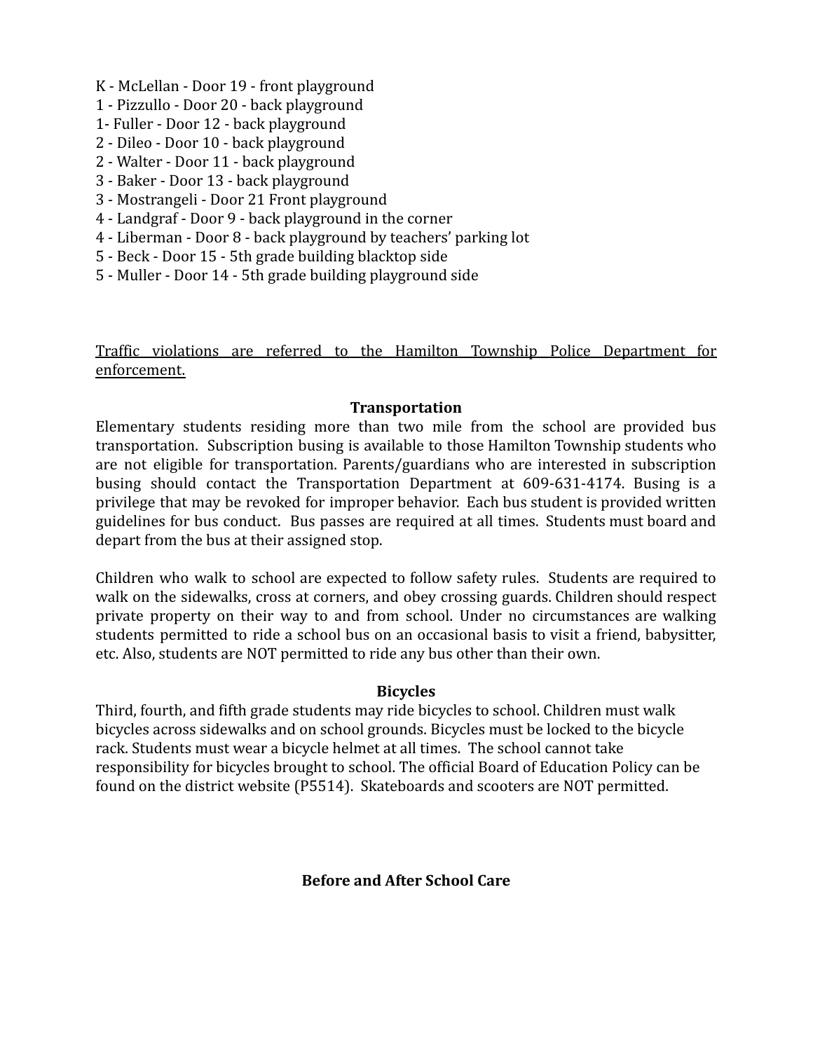K - McLellan - Door 19 - front playground
1 - Pizzullo - Door 20 - back playground
1- Fuller - Door 12 - back playground
2 - Dileo - Door 10 - back playground
2 - Walter - Door 11 - back playground
3 - Baker - Door 13 - back playground
3 - Mostrangeli - Door 21 Front playground
4 - Landgraf - Door 9 - back playground in the corner
4 - Liberman - Door 8 - back playground by teachers' parking lot
5 - Beck - Door 15 - 5th grade building blacktop side
5 - Muller - Door 14 - 5th grade building playground side

<u>Traffic violations are referred to the Hamilton Township Police Department for enforcement.</u>

## Transportation

Elementary students residing more than two mile from the school are provided bus transportation. Subscription busing is available to those Hamilton Township students who are not eligible for transportation. Parents/guardians who are interested in subscription busing should contact the Transportation Department at 609-631-4174. Busing is a privilege that may be revoked for improper behavior. Each bus student is provided written guidelines for bus conduct. Bus passes are required at all times. Students must board and depart from the bus at their assigned stop.

Children who walk to school are expected to follow safety rules. Students are required to walk on the sidewalks, cross at corners, and obey crossing guards. Children should respect private property on their way to and from school. Under no circumstances are walking students permitted to ride a school bus on an occasional basis to visit a friend, babysitter, etc. Also, students are NOT permitted to ride any bus other than their own.

## Bicycles

Third, fourth, and fifth grade students may ride bicycles to school. Children must walk bicycles across sidewalks and on school grounds. Bicycles must be locked to the bicycle rack. Students must wear a bicycle helmet at all times. The school cannot take responsibility for bicycles brought to school. The official Board of Education Policy can be found on the district website (P5514). Skateboards and scooters are NOT permitted.

## Before and After School Care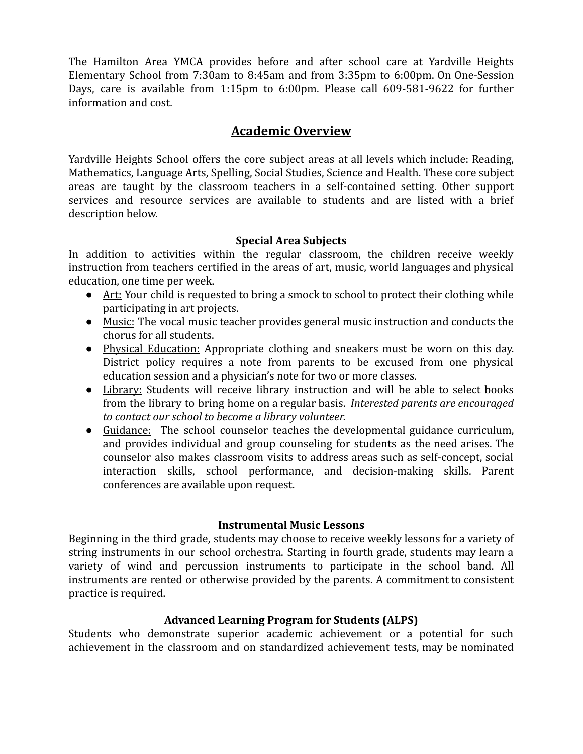The Hamilton Area YMCA provides before and after school care at Yardville Heights Elementary School from 7:30am to 8:45am and from 3:35pm to 6:00pm. On One-Session Days, care is available from 1:15pm to 6:00pm. Please call 609-581-9622 for further information and cost.

## Academic Overview

Yardville Heights School offers the core subject areas at all levels which include: Reading, Mathematics, Language Arts, Spelling, Social Studies, Science and Health. These core subject areas are taught by the classroom teachers in a self-contained setting. Other support services and resource services are available to students and are listed with a brief description below.

### Special Area Subjects

In addition to activities within the regular classroom, the children receive weekly instruction from teachers certified in the areas of art, music, world languages and physical education, one time per week.

- Art: Your child is requested to bring a smock to school to protect their clothing while participating in art projects.
- Music: The vocal music teacher provides general music instruction and conducts the chorus for all students.
- Physical Education: Appropriate clothing and sneakers must be worn on this day. District policy requires a note from parents to be excused from one physical education session and a physician's note for two or more classes.
- Library: Students will receive library instruction and will be able to select books from the library to bring home on a regular basis. *Interested parents are encouraged to contact our school to become a library volunteer.*
- Guidance: The school counselor teaches the developmental guidance curriculum, and provides individual and group counseling for students as the need arises. The counselor also makes classroom visits to address areas such as self-concept, social interaction skills, school performance, and decision-making skills. Parent conferences are available upon request.

### Instrumental Music Lessons

Beginning in the third grade, students may choose to receive weekly lessons for a variety of string instruments in our school orchestra. Starting in fourth grade, students may learn a variety of wind and percussion instruments to participate in the school band. All instruments are rented or otherwise provided by the parents. A commitment to consistent practice is required.

### Advanced Learning Program for Students (ALPS)

Students who demonstrate superior academic achievement or a potential for such achievement in the classroom and on standardized achievement tests, may be nominated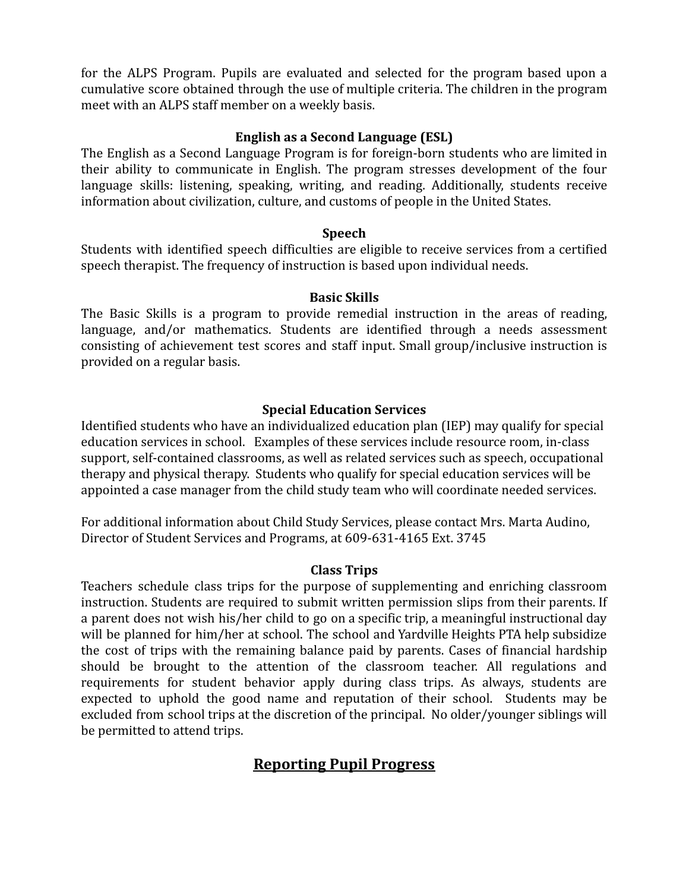for the ALPS Program. Pupils are evaluated and selected for the program based upon a cumulative score obtained through the use of multiple criteria. The children in the program meet with an ALPS staff member on a weekly basis.

### English as a Second Language (ESL)

The English as a Second Language Program is for foreign-born students who are limited in their ability to communicate in English. The program stresses development of the four language skills: listening, speaking, writing, and reading. Additionally, students receive information about civilization, culture, and customs of people in the United States.

### Speech

Students with identified speech difficulties are eligible to receive services from a certified speech therapist. The frequency of instruction is based upon individual needs.

### Basic Skills

The Basic Skills is a program to provide remedial instruction in the areas of reading, language, and/or mathematics. Students are identified through a needs assessment consisting of achievement test scores and staff input. Small group/inclusive instruction is provided on a regular basis.

### Special Education Services

Identified students who have an individualized education plan (IEP) may qualify for special education services in school. Examples of these services include resource room, in-class support, self-contained classrooms, as well as related services such as speech, occupational therapy and physical therapy. Students who qualify for special education services will be appointed a case manager from the child study team who will coordinate needed services.

For additional information about Child Study Services, please contact Mrs. Marta Audino, Director of Student Services and Programs, at 609-631-4165 Ext. 3745

### Class Trips

Teachers schedule class trips for the purpose of supplementing and enriching classroom instruction. Students are required to submit written permission slips from their parents. If a parent does not wish his/her child to go on a specific trip, a meaningful instructional day will be planned for him/her at school. The school and Yardville Heights PTA help subsidize the cost of trips with the remaining balance paid by parents. Cases of financial hardship should be brought to the attention of the classroom teacher. All regulations and requirements for student behavior apply during class trips. As always, students are expected to uphold the good name and reputation of their school. Students may be excluded from school trips at the discretion of the principal. No older/younger siblings will be permitted to attend trips.

## Reporting Pupil Progress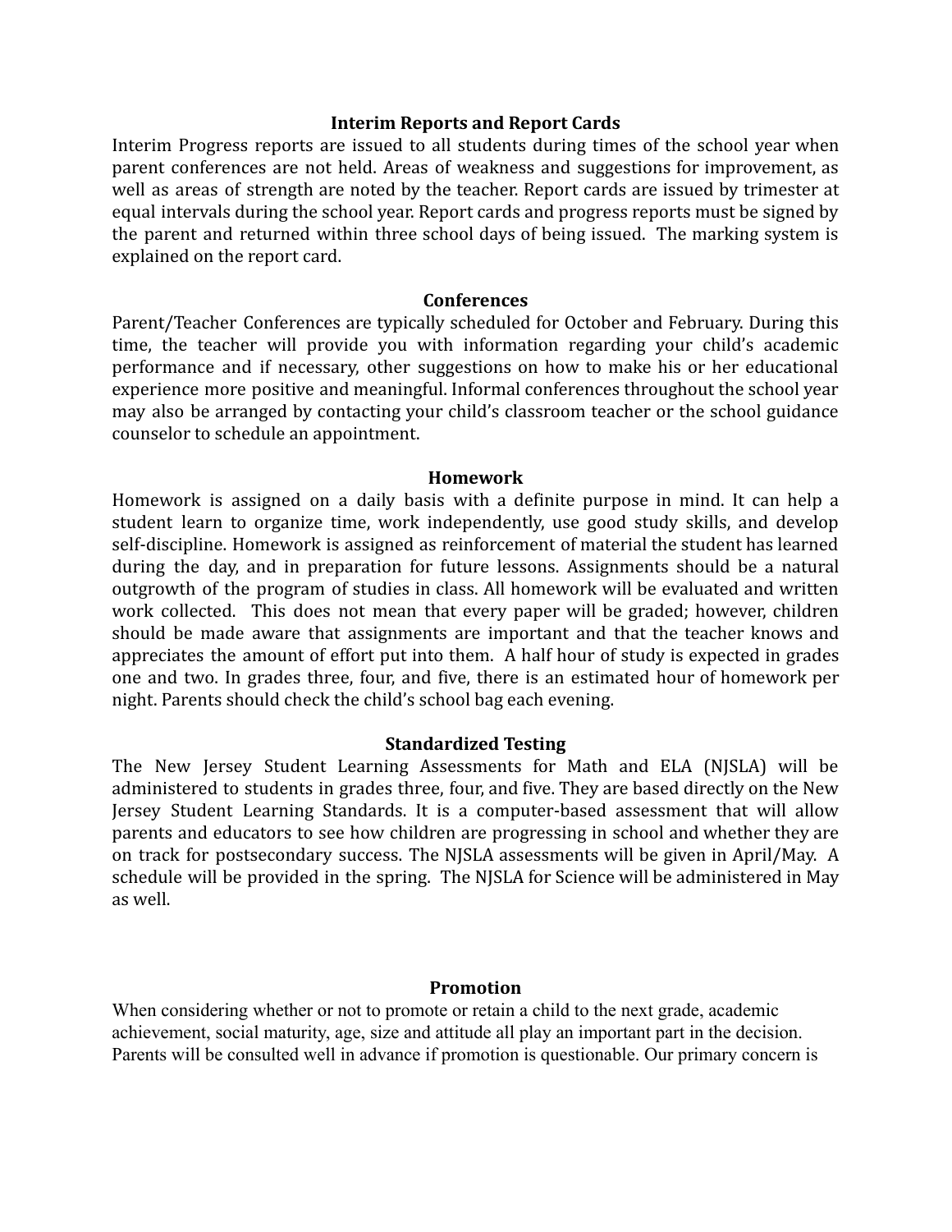## Interim Reports and Report Cards

Interim Progress reports are issued to all students during times of the school year when parent conferences are not held. Areas of weakness and suggestions for improvement, as well as areas of strength are noted by the teacher. Report cards are issued by trimester at equal intervals during the school year. Report cards and progress reports must be signed by the parent and returned within three school days of being issued. The marking system is explained on the report card.

## Conferences

Parent/Teacher Conferences are typically scheduled for October and February. During this time, the teacher will provide you with information regarding your child's academic performance and if necessary, other suggestions on how to make his or her educational experience more positive and meaningful. Informal conferences throughout the school year may also be arranged by contacting your child's classroom teacher or the school guidance counselor to schedule an appointment.

## Homework

Homework is assigned on a daily basis with a definite purpose in mind. It can help a student learn to organize time, work independently, use good study skills, and develop self-discipline. Homework is assigned as reinforcement of material the student has learned during the day, and in preparation for future lessons. Assignments should be a natural outgrowth of the program of studies in class. All homework will be evaluated and written work collected. This does not mean that every paper will be graded; however, children should be made aware that assignments are important and that the teacher knows and appreciates the amount of effort put into them. A half hour of study is expected in grades one and two. In grades three, four, and five, there is an estimated hour of homework per night. Parents should check the child's school bag each evening.

## Standardized Testing

The New Jersey Student Learning Assessments for Math and ELA (NJSLA) will be administered to students in grades three, four, and five. They are based directly on the New Jersey Student Learning Standards. It is a computer-based assessment that will allow parents and educators to see how children are progressing in school and whether they are on track for postsecondary success. The NJSLA assessments will be given in April/May. A schedule will be provided in the spring. The NJSLA for Science will be administered in May as well.

## Promotion

When considering whether or not to promote or retain a child to the next grade, academic achievement, social maturity, age, size and attitude all play an important part in the decision. Parents will be consulted well in advance if promotion is questionable. Our primary concern is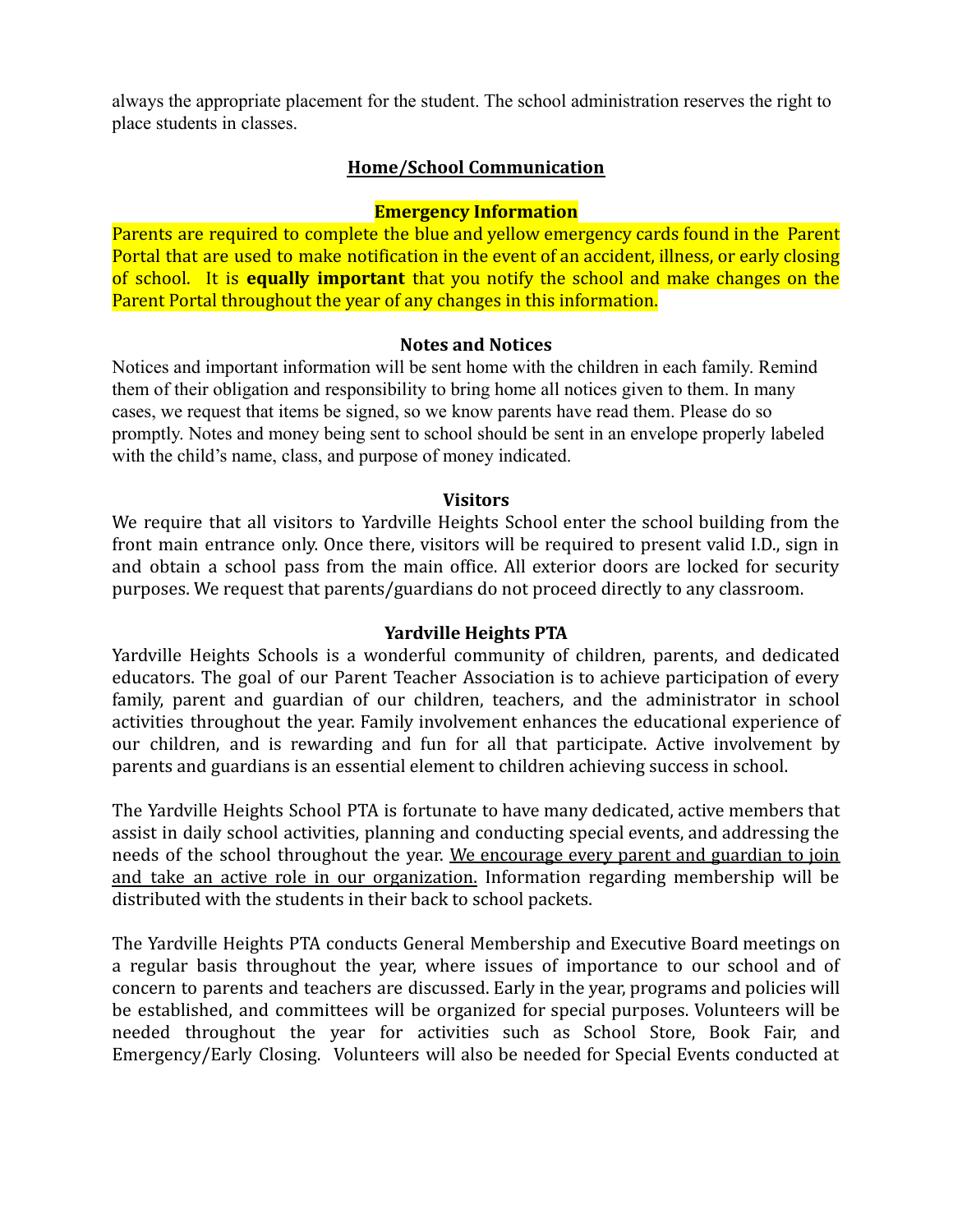always the appropriate placement for the student. The school administration reserves the right to place students in classes.

## Home/School Communication

### Emergency Information

Parents are required to complete the blue and yellow emergency cards found in the Parent Portal that are used to make notification in the event of an accident, illness, or early closing of school. It is **equally important** that you notify the school and make changes on the Parent Portal throughout the year of any changes in this information.

### Notes and Notices

Notices and important information will be sent home with the children in each family. Remind them of their obligation and responsibility to bring home all notices given to them. In many cases, we request that items be signed, so we know parents have read them. Please do so promptly. Notes and money being sent to school should be sent in an envelope properly labeled with the child's name, class, and purpose of money indicated.

### Visitors

We require that all visitors to Yardville Heights School enter the school building from the front main entrance only. Once there, visitors will be required to present valid I.D., sign in and obtain a school pass from the main office. All exterior doors are locked for security purposes. We request that parents/guardians do not proceed directly to any classroom.

### Yardville Heights PTA

Yardville Heights Schools is a wonderful community of children, parents, and dedicated educators. The goal of our Parent Teacher Association is to achieve participation of every family, parent and guardian of our children, teachers, and the administrator in school activities throughout the year. Family involvement enhances the educational experience of our children, and is rewarding and fun for all that participate. Active involvement by parents and guardians is an essential element to children achieving success in school.

The Yardville Heights School PTA is fortunate to have many dedicated, active members that assist in daily school activities, planning and conducting special events, and addressing the needs of the school throughout the year. <u>We encourage every parent and guardian to join and take an active role in our organization.</u> Information regarding membership will be distributed with the students in their back to school packets.

The Yardville Heights PTA conducts General Membership and Executive Board meetings on a regular basis throughout the year, where issues of importance to our school and of concern to parents and teachers are discussed. Early in the year, programs and policies will be established, and committees will be organized for special purposes. Volunteers will be needed throughout the year for activities such as School Store, Book Fair, and Emergency/Early Closing. Volunteers will also be needed for Special Events conducted at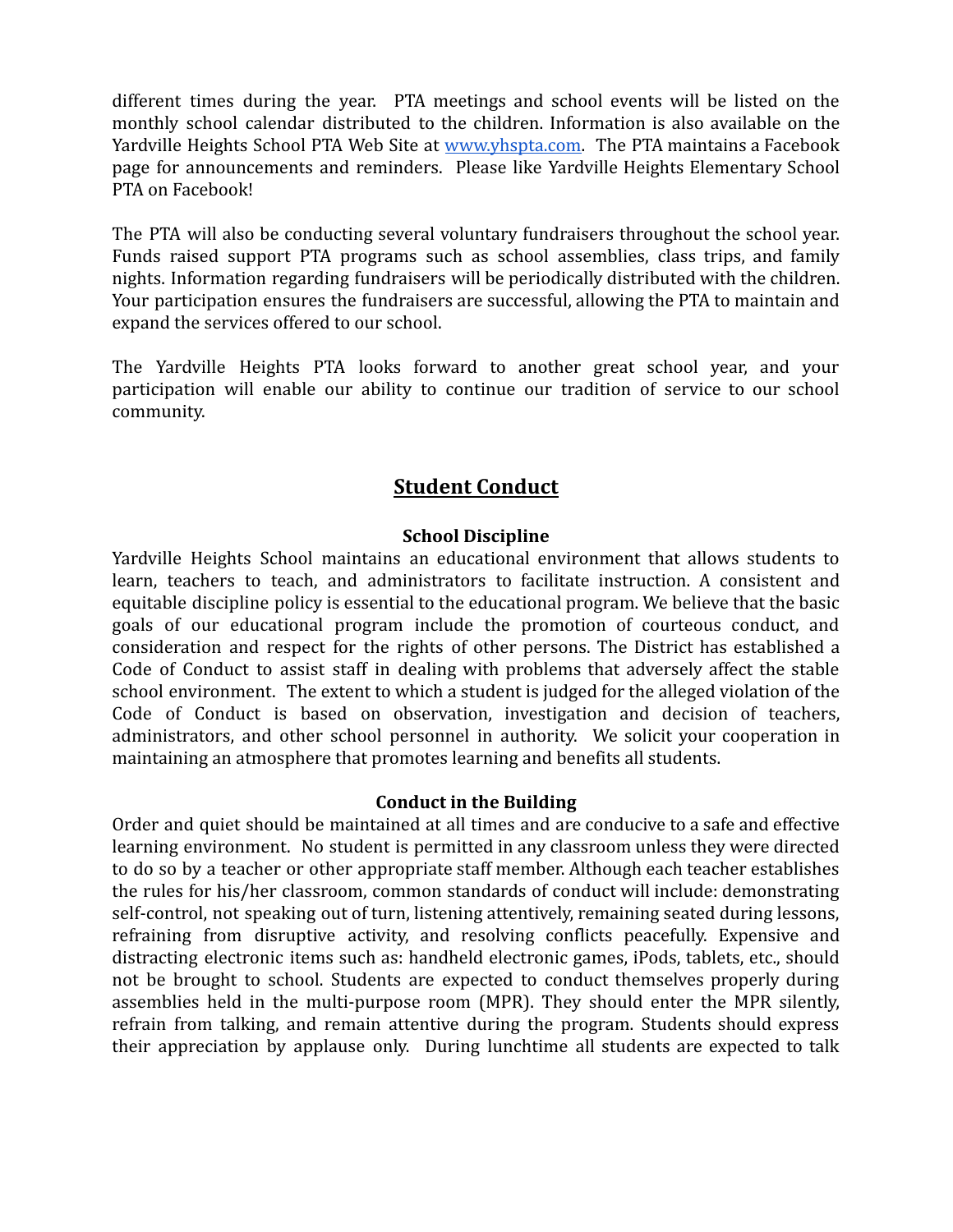different times during the year. PTA meetings and school events will be listed on the monthly school calendar distributed to the children. Information is also available on the Yardville Heights School PTA Web Site at [www.yhspta.com](http://www.yhspta.com). The PTA maintains a Facebook page for announcements and reminders. Please like Yardville Heights Elementary School PTA on Facebook!

The PTA will also be conducting several voluntary fundraisers throughout the school year. Funds raised support PTA programs such as school assemblies, class trips, and family nights. Information regarding fundraisers will be periodically distributed with the children. Your participation ensures the fundraisers are successful, allowing the PTA to maintain and expand the services offered to our school.

The Yardville Heights PTA looks forward to another great school year, and your participation will enable our ability to continue our tradition of service to our school community.

## Student Conduct

### School Discipline

Yardville Heights School maintains an educational environment that allows students to learn, teachers to teach, and administrators to facilitate instruction. A consistent and equitable discipline policy is essential to the educational program. We believe that the basic goals of our educational program include the promotion of courteous conduct, and consideration and respect for the rights of other persons. The District has established a Code of Conduct to assist staff in dealing with problems that adversely affect the stable school environment. The extent to which a student is judged for the alleged violation of the Code of Conduct is based on observation, investigation and decision of teachers, administrators, and other school personnel in authority. We solicit your cooperation in maintaining an atmosphere that promotes learning and benefits all students.

### Conduct in the Building

Order and quiet should be maintained at all times and are conducive to a safe and effective learning environment. No student is permitted in any classroom unless they were directed to do so by a teacher or other appropriate staff member. Although each teacher establishes the rules for his/her classroom, common standards of conduct will include: demonstrating self-control, not speaking out of turn, listening attentively, remaining seated during lessons, refraining from disruptive activity, and resolving conflicts peacefully. Expensive and distracting electronic items such as: handheld electronic games, iPods, tablets, etc., should not be brought to school. Students are expected to conduct themselves properly during assemblies held in the multi-purpose room (MPR). They should enter the MPR silently, refrain from talking, and remain attentive during the program. Students should express their appreciation by applause only. During lunchtime all students are expected to talk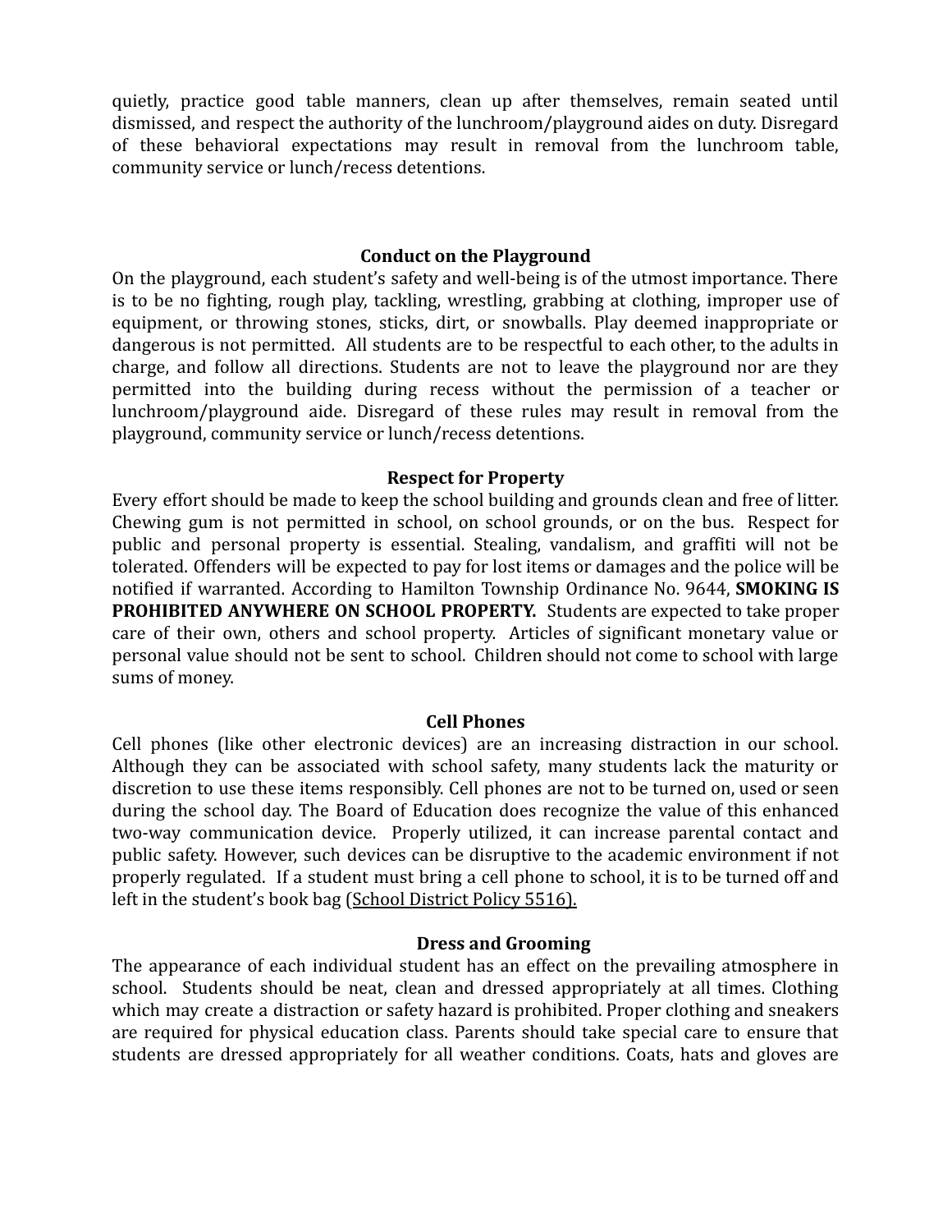quietly, practice good table manners, clean up after themselves, remain seated until dismissed, and respect the authority of the lunchroom/playground aides on duty. Disregard of these behavioral expectations may result in removal from the lunchroom table, community service or lunch/recess detentions.

### Conduct on the Playground

On the playground, each student's safety and well-being is of the utmost importance. There is to be no fighting, rough play, tackling, wrestling, grabbing at clothing, improper use of equipment, or throwing stones, sticks, dirt, or snowballs. Play deemed inappropriate or dangerous is not permitted. All students are to be respectful to each other, to the adults in charge, and follow all directions. Students are not to leave the playground nor are they permitted into the building during recess without the permission of a teacher or lunchroom/playground aide. Disregard of these rules may result in removal from the playground, community service or lunch/recess detentions.

### Respect for Property

Every effort should be made to keep the school building and grounds clean and free of litter. Chewing gum is not permitted in school, on school grounds, or on the bus. Respect for public and personal property is essential. Stealing, vandalism, and graffiti will not be tolerated. Offenders will be expected to pay for lost items or damages and the police will be notified if warranted. According to Hamilton Township Ordinance No. 9644, **SMOKING IS PROHIBITED ANYWHERE ON SCHOOL PROPERTY.** Students are expected to take proper care of their own, others and school property. Articles of significant monetary value or personal value should not be sent to school. Children should not come to school with large sums of money.

### Cell Phones

Cell phones (like other electronic devices) are an increasing distraction in our school. Although they can be associated with school safety, many students lack the maturity or discretion to use these items responsibly. Cell phones are not to be turned on, used or seen during the school day. The Board of Education does recognize the value of this enhanced two-way communication device. Properly utilized, it can increase parental contact and public safety. However, such devices can be disruptive to the academic environment if not properly regulated. If a student must bring a cell phone to school, it is to be turned off and left in the student's book bag (School District Policy 5516).

### Dress and Grooming

The appearance of each individual student has an effect on the prevailing atmosphere in school. Students should be neat, clean and dressed appropriately at all times. Clothing which may create a distraction or safety hazard is prohibited. Proper clothing and sneakers are required for physical education class. Parents should take special care to ensure that students are dressed appropriately for all weather conditions. Coats, hats and gloves are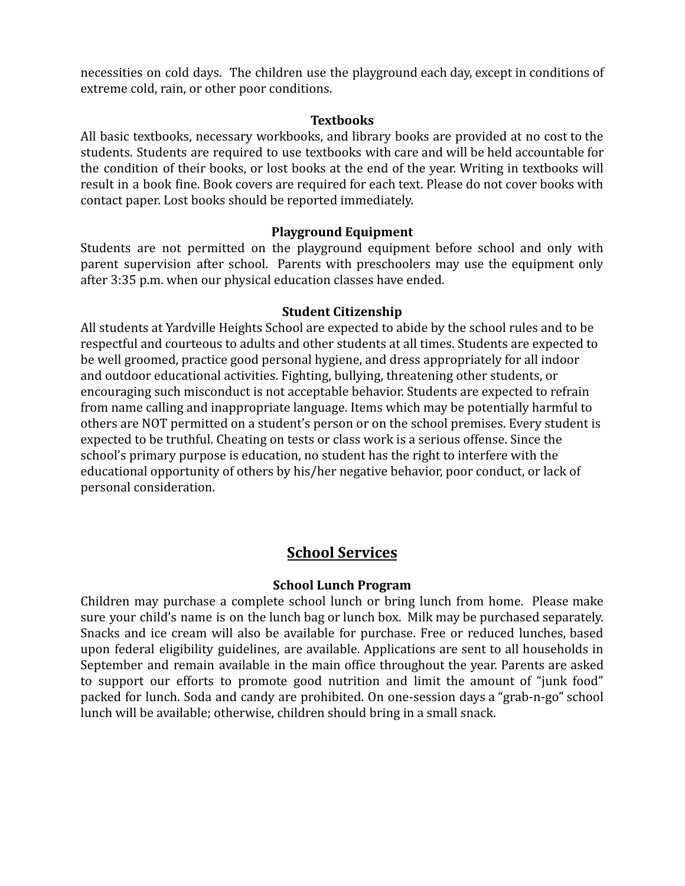necessities on cold days. The children use the playground each day, except in conditions of extreme cold, rain, or other poor conditions.

### Textbooks

All basic textbooks, necessary workbooks, and library books are provided at no cost to the students. Students are required to use textbooks with care and will be held accountable for the condition of their books, or lost books at the end of the year. Writing in textbooks will result in a book fine. Book covers are required for each text. Please do not cover books with contact paper. Lost books should be reported immediately.

### Playground Equipment

Students are not permitted on the playground equipment before school and only with parent supervision after school. Parents with preschoolers may use the equipment only after 3:35 p.m. when our physical education classes have ended.

### Student Citizenship

All students at Yardville Heights School are expected to abide by the school rules and to be respectful and courteous to adults and other students at all times. Students are expected to be well groomed, practice good personal hygiene, and dress appropriately for all indoor and outdoor educational activities. Fighting, bullying, threatening other students, or encouraging such misconduct is not acceptable behavior. Students are expected to refrain from name calling and inappropriate language. Items which may be potentially harmful to others are NOT permitted on a student's person or on the school premises. Every student is expected to be truthful. Cheating on tests or class work is a serious offense. Since the school's primary purpose is education, no student has the right to interfere with the educational opportunity of others by his/her negative behavior, poor conduct, or lack of personal consideration.

## School Services

### School Lunch Program

Children may purchase a complete school lunch or bring lunch from home. Please make sure your child's name is on the lunch bag or lunch box. Milk may be purchased separately. Snacks and ice cream will also be available for purchase. Free or reduced lunches, based upon federal eligibility guidelines, are available. Applications are sent to all households in September and remain available in the main office throughout the year. Parents are asked to support our efforts to promote good nutrition and limit the amount of "junk food" packed for lunch. Soda and candy are prohibited. On one-session days a "grab-n-go" school lunch will be available; otherwise, children should bring in a small snack.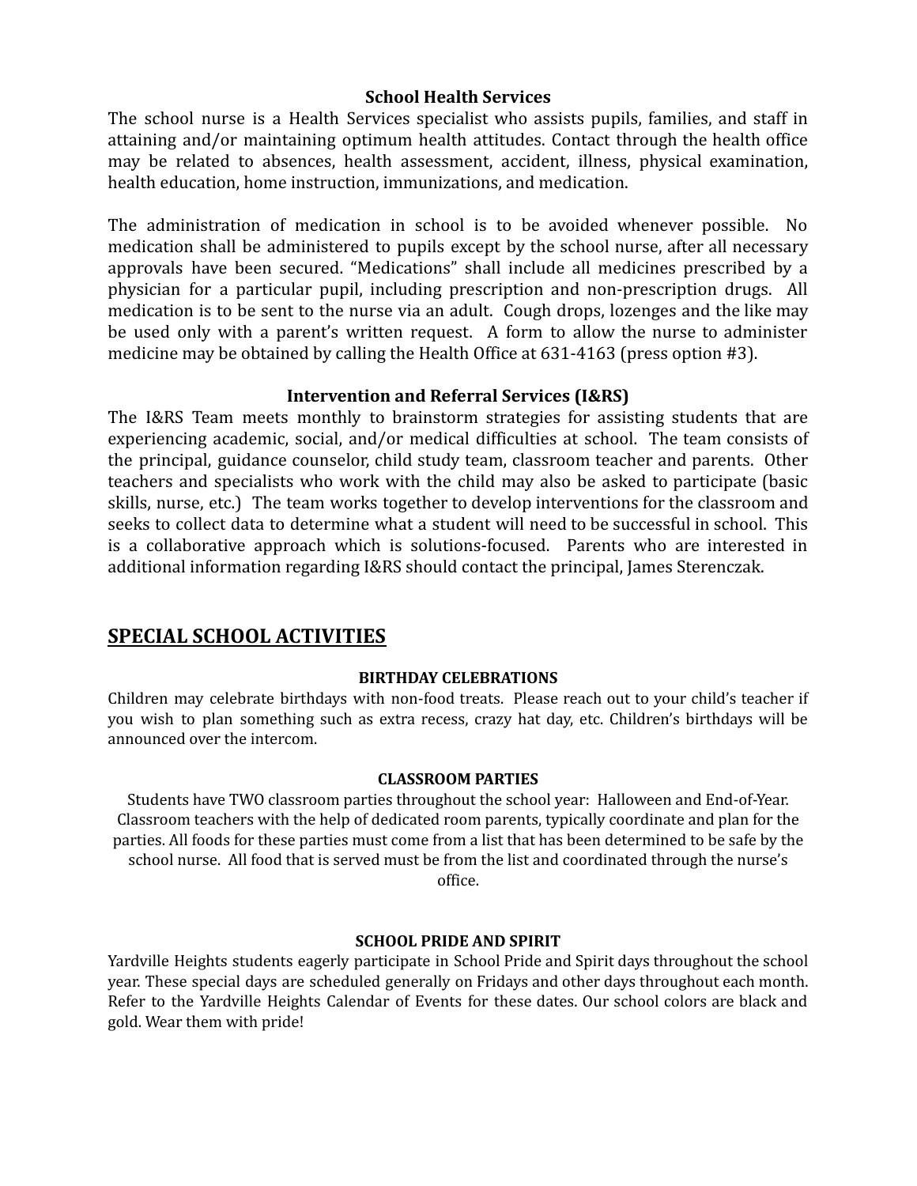### School Health Services

The school nurse is a Health Services specialist who assists pupils, families, and staff in attaining and/or maintaining optimum health attitudes. Contact through the health office may be related to absences, health assessment, accident, illness, physical examination, health education, home instruction, immunizations, and medication.

The administration of medication in school is to be avoided whenever possible. No medication shall be administered to pupils except by the school nurse, after all necessary approvals have been secured. "Medications" shall include all medicines prescribed by a physician for a particular pupil, including prescription and non-prescription drugs. All medication is to be sent to the nurse via an adult. Cough drops, lozenges and the like may be used only with a parent's written request. A form to allow the nurse to administer medicine may be obtained by calling the Health Office at 631-4163 (press option #3).

### Intervention and Referral Services (I&RS)

The I&RS Team meets monthly to brainstorm strategies for assisting students that are experiencing academic, social, and/or medical difficulties at school. The team consists of the principal, guidance counselor, child study team, classroom teacher and parents. Other teachers and specialists who work with the child may also be asked to participate (basic skills, nurse, etc.) The team works together to develop interventions for the classroom and seeks to collect data to determine what a student will need to be successful in school. This is a collaborative approach which is solutions-focused. Parents who are interested in additional information regarding I&RS should contact the principal, James Sterenczak.

## SPECIAL SCHOOL ACTIVITIES

### BIRTHDAY CELEBRATIONS

Children may celebrate birthdays with non-food treats. Please reach out to your child's teacher if you wish to plan something such as extra recess, crazy hat day, etc. Children's birthdays will be announced over the intercom.

### CLASSROOM PARTIES

Students have TWO classroom parties throughout the school year: Halloween and End-of-Year. Classroom teachers with the help of dedicated room parents, typically coordinate and plan for the parties. All foods for these parties must come from a list that has been determined to be safe by the school nurse. All food that is served must be from the list and coordinated through the nurse's office.

### SCHOOL PRIDE AND SPIRIT

Yardville Heights students eagerly participate in School Pride and Spirit days throughout the school year. These special days are scheduled generally on Fridays and other days throughout each month. Refer to the Yardville Heights Calendar of Events for these dates. Our school colors are black and gold. Wear them with pride!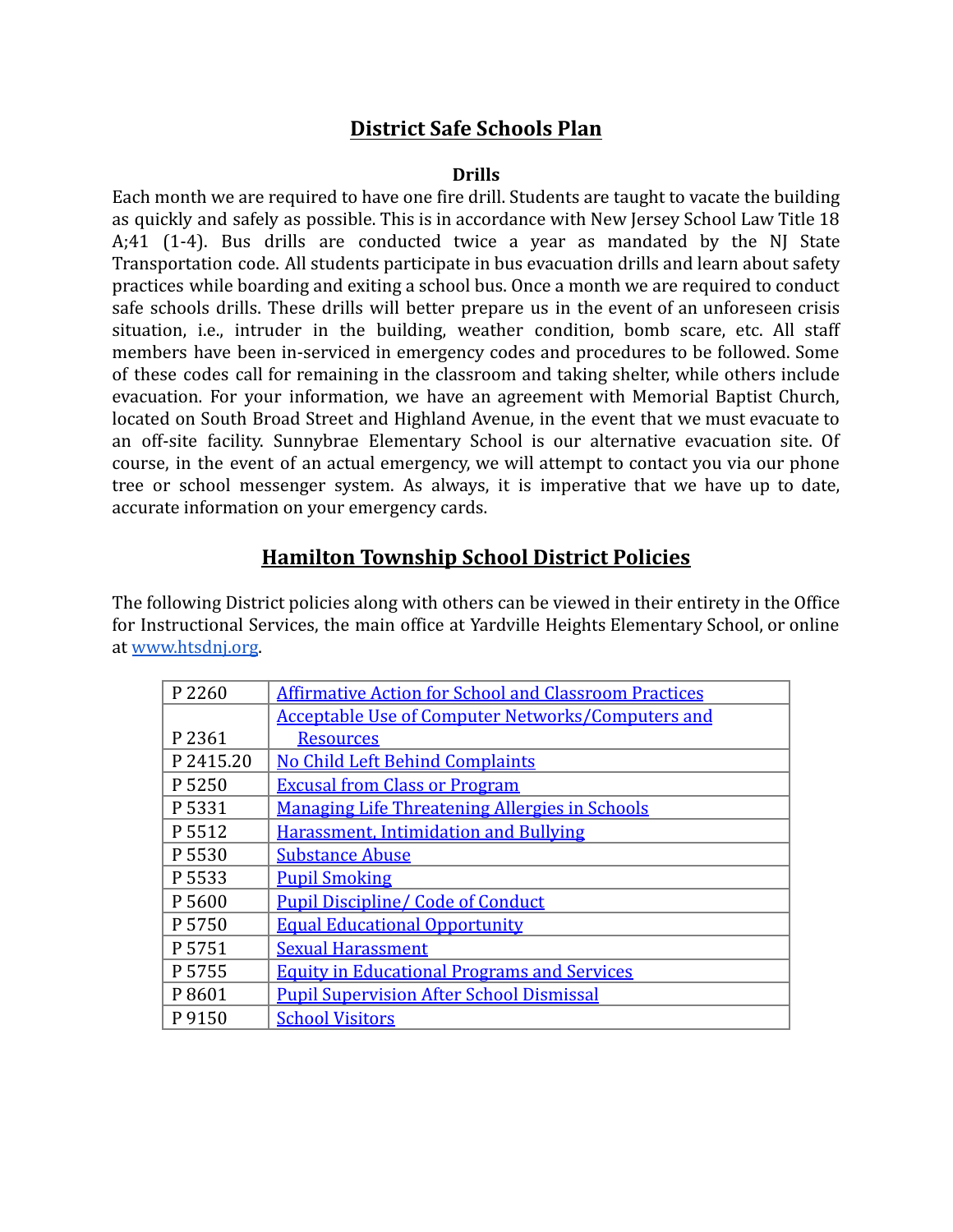# District Safe Schools Plan

### Drills

Each month we are required to have one fire drill. Students are taught to vacate the building as quickly and safely as possible. This is in accordance with New Jersey School Law Title 18 A;41 (1-4). Bus drills are conducted twice a year as mandated by the NJ State Transportation code. All students participate in bus evacuation drills and learn about safety practices while boarding and exiting a school bus. Once a month we are required to conduct safe schools drills. These drills will better prepare us in the event of an unforeseen crisis situation, i.e., intruder in the building, weather condition, bomb scare, etc. All staff members have been in-serviced in emergency codes and procedures to be followed. Some of these codes call for remaining in the classroom and taking shelter, while others include evacuation. For your information, we have an agreement with Memorial Baptist Church, located on South Broad Street and Highland Avenue, in the event that we must evacuate to an off-site facility. Sunnybrae Elementary School is our alternative evacuation site. Of course, in the event of an actual emergency, we will attempt to contact you via our phone tree or school messenger system. As always, it is imperative that we have up to date, accurate information on your emergency cards.

# Hamilton Township School District Policies

The following District policies along with others can be viewed in their entirety in the Office for Instructional Services, the main office at Yardville Heights Elementary School, or online at www.htsdnj.org.

| | |
|---|---|
| P 2260 | Affirmative Action for School and Classroom Practices |
| P 2361 | Acceptable Use of Computer Networks/Computers and Resources |
| P 2415.20 | No Child Left Behind Complaints |
| P 5250 | Excusal from Class or Program |
| P 5331 | Managing Life Threatening Allergies in Schools |
| P 5512 | Harassment, Intimidation and Bullying |
| P 5530 | Substance Abuse |
| P 5533 | Pupil Smoking |
| P 5600 | Pupil Discipline/ Code of Conduct |
| P 5750 | Equal Educational Opportunity |
| P 5751 | Sexual Harassment |
| P 5755 | Equity in Educational Programs and Services |
| P 8601 | Pupil Supervision After School Dismissal |
| P 9150 | School Visitors |